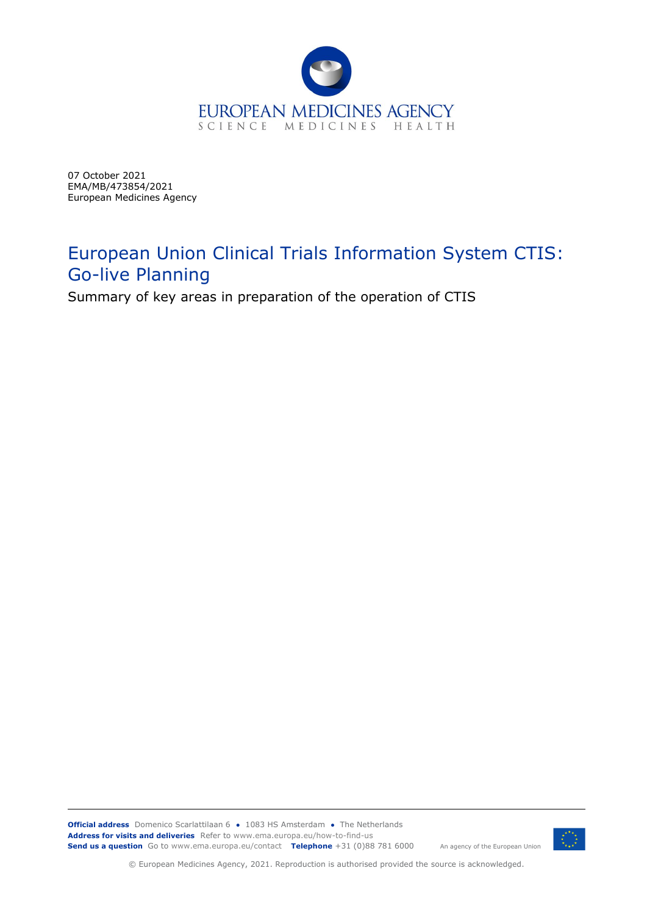07 October 2021
EMA/MB/473854/2021
European Medicines Agency

# European Union Clinical Trials Information System CTIS: Go-live Planning

Summary of key areas in preparation of the operation of CTIS

**Official address** Domenico Scarlattilaan 6 ● 1083 HS Amsterdam ● The Netherlands
**Address for visits and deliveries** Refer to www.ema.europa.eu/how-to-find-us
**Send us a question** Go to www.ema.europa.eu/contact **Telephone** +31 (0)88 781 6000

An agency of the European Union

© European Medicines Agency, 2021. Reproduction is authorised provided the source is acknowledged.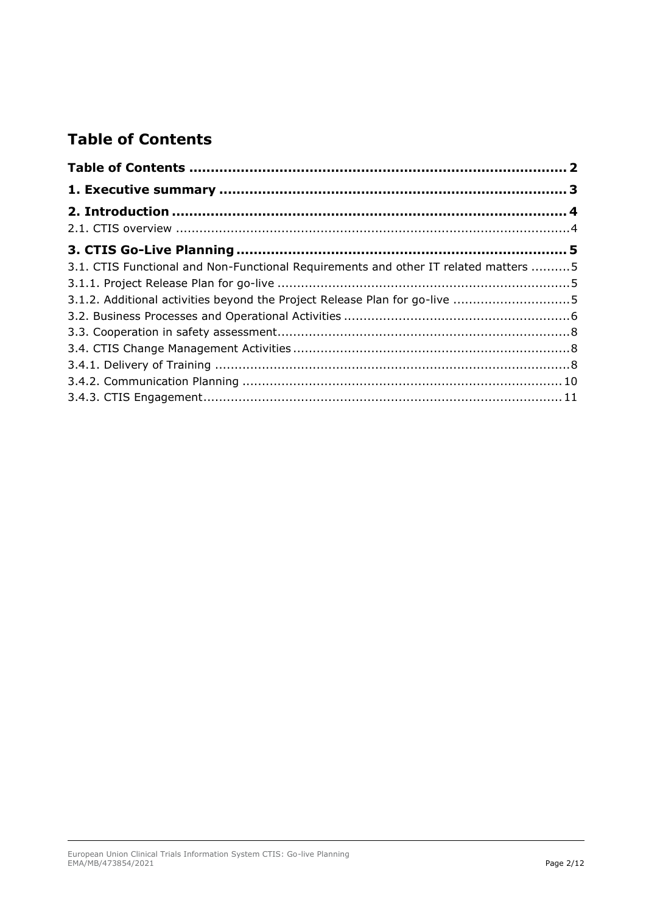# Table of Contents

**Table of Contents ........................................................................................ 2**

**1. Executive summary ................................................................................. 3**

**2. Introduction ............................................................................................ 4**

2.1. CTIS overview ......................................................................................... 4

**3. CTIS Go-Live Planning ............................................................................ 5**

3.1. CTIS Functional and Non-Functional Requirements and other IT related matters .......... 5

3.1.1. Project Release Plan for go-live ............................................................. 5

3.1.2. Additional activities beyond the Project Release Plan for go-live .................... 5

3.2. Business Processes and Operational Activities ............................................. 6

3.3. Cooperation in safety assessment ............................................................. 8

3.4. CTIS Change Management Activities ......................................................... 8

3.4.1. Delivery of Training ............................................................................. 8

3.4.2. Communication Planning ...................................................................... 10

3.4.3. CTIS Engagement ................................................................................ 11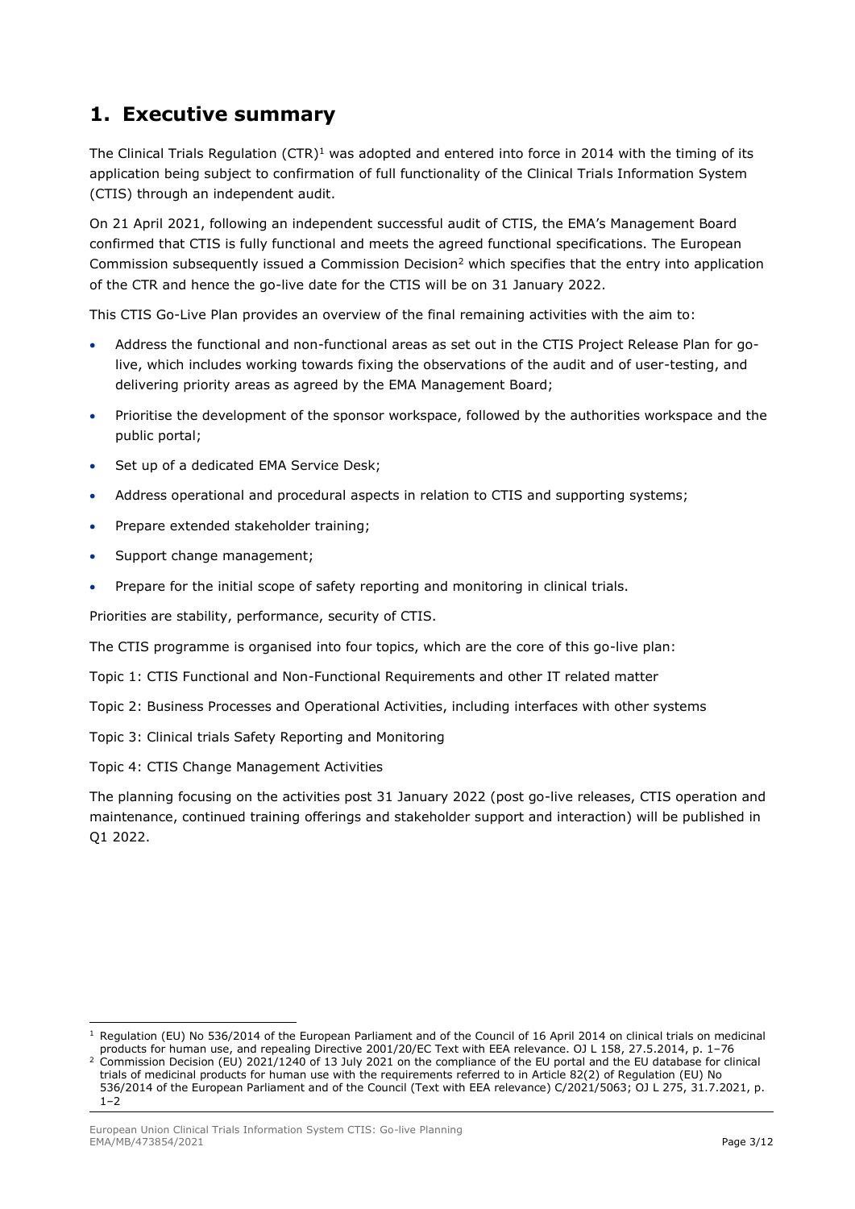## 1. Executive summary

The Clinical Trials Regulation (CTR)[1] was adopted and entered into force in 2014 with the timing of its application being subject to confirmation of full functionality of the Clinical Trials Information System (CTIS) through an independent audit.

On 21 April 2021, following an independent successful audit of CTIS, the EMA's Management Board confirmed that CTIS is fully functional and meets the agreed functional specifications. The European Commission subsequently issued a Commission Decision[2] which specifies that the entry into application of the CTR and hence the go-live date for the CTIS will be on 31 January 2022.

This CTIS Go-Live Plan provides an overview of the final remaining activities with the aim to:

- Address the functional and non-functional areas as set out in the CTIS Project Release Plan for go-live, which includes working towards fixing the observations of the audit and of user-testing, and delivering priority areas as agreed by the EMA Management Board;
- Prioritise the development of the sponsor workspace, followed by the authorities workspace and the public portal;
- Set up of a dedicated EMA Service Desk;
- Address operational and procedural aspects in relation to CTIS and supporting systems;
- Prepare extended stakeholder training;
- Support change management;
- Prepare for the initial scope of safety reporting and monitoring in clinical trials.

Priorities are stability, performance, security of CTIS.

The CTIS programme is organised into four topics, which are the core of this go-live plan:

Topic 1: CTIS Functional and Non-Functional Requirements and other IT related matter

Topic 2: Business Processes and Operational Activities, including interfaces with other systems

Topic 3: Clinical trials Safety Reporting and Monitoring

Topic 4: CTIS Change Management Activities

The planning focusing on the activities post 31 January 2022 (post go-live releases, CTIS operation and maintenance, continued training offerings and stakeholder support and interaction) will be published in Q1 2022.

---

[1] Regulation (EU) No 536/2014 of the European Parliament and of the Council of 16 April 2014 on clinical trials on medicinal products for human use, and repealing Directive 2001/20/EC Text with EEA relevance. OJ L 158, 27.5.2014, p. 1–76

[2] Commission Decision (EU) 2021/1240 of 13 July 2021 on the compliance of the EU portal and the EU database for clinical trials of medicinal products for human use with the requirements referred to in Article 82(2) of Regulation (EU) No 536/2014 of the European Parliament and of the Council (Text with EEA relevance) C/2021/5063; OJ L 275, 31.7.2021, p. 1–2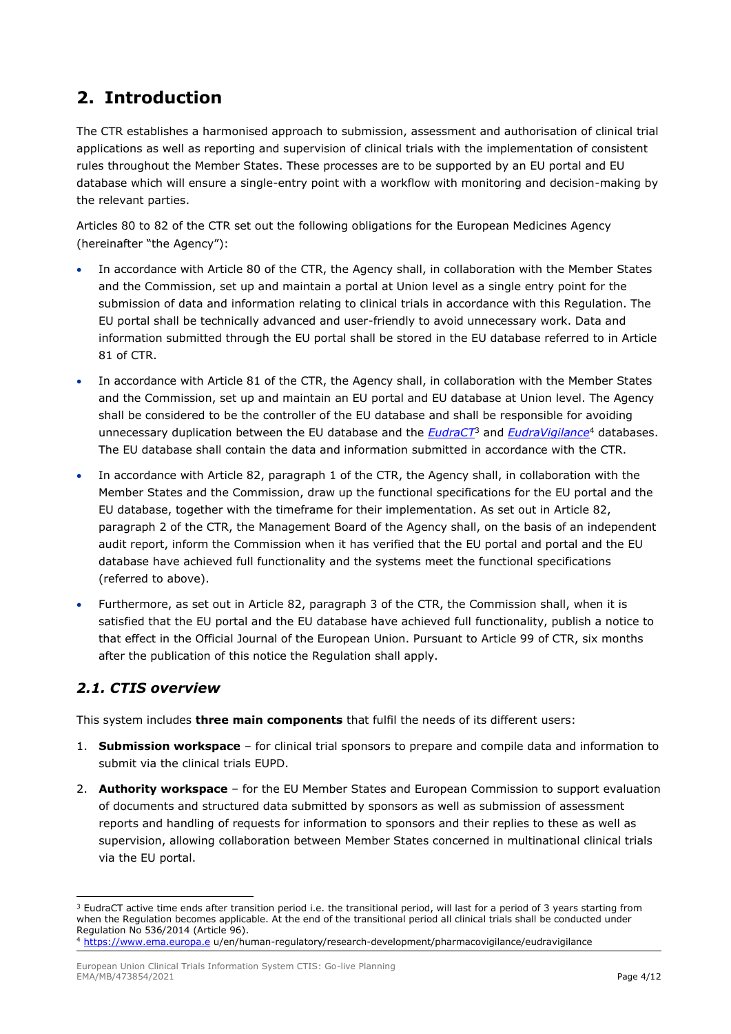# 2. Introduction

The CTR establishes a harmonised approach to submission, assessment and authorisation of clinical trial applications as well as reporting and supervision of clinical trials with the implementation of consistent rules throughout the Member States. These processes are to be supported by an EU portal and EU database which will ensure a single-entry point with a workflow with monitoring and decision-making by the relevant parties.

Articles 80 to 82 of the CTR set out the following obligations for the European Medicines Agency (hereinafter "the Agency"):

- In accordance with Article 80 of the CTR, the Agency shall, in collaboration with the Member States and the Commission, set up and maintain a portal at Union level as a single entry point for the submission of data and information relating to clinical trials in accordance with this Regulation. The EU portal shall be technically advanced and user-friendly to avoid unnecessary work. Data and information submitted through the EU portal shall be stored in the EU database referred to in Article 81 of CTR.
- In accordance with Article 81 of the CTR, the Agency shall, in collaboration with the Member States and the Commission, set up and maintain an EU portal and EU database at Union level. The Agency shall be considered to be the controller of the EU database and shall be responsible for avoiding unnecessary duplication between the EU database and the *EudraCT*[3] and *EudraVigilance*[4] databases. The EU database shall contain the data and information submitted in accordance with the CTR.
- In accordance with Article 82, paragraph 1 of the CTR, the Agency shall, in collaboration with the Member States and the Commission, draw up the functional specifications for the EU portal and the EU database, together with the timeframe for their implementation. As set out in Article 82, paragraph 2 of the CTR, the Management Board of the Agency shall, on the basis of an independent audit report, inform the Commission when it has verified that the EU portal and portal and the EU database have achieved full functionality and the systems meet the functional specifications (referred to above).
- Furthermore, as set out in Article 82, paragraph 3 of the CTR, the Commission shall, when it is satisfied that the EU portal and the EU database have achieved full functionality, publish a notice to that effect in the Official Journal of the European Union. Pursuant to Article 99 of CTR, six months after the publication of this notice the Regulation shall apply.

## *2.1. CTIS overview*

This system includes **three main components** that fulfil the needs of its different users:

1. **Submission workspace** – for clinical trial sponsors to prepare and compile data and information to submit via the clinical trials EUPD.
2. **Authority workspace** – for the EU Member States and European Commission to support evaluation of documents and structured data submitted by sponsors as well as submission of assessment reports and handling of requests for information to sponsors and their replies to these as well as supervision, allowing collaboration between Member States concerned in multinational clinical trials via the EU portal.

---

[3] EudraCT active time ends after transition period i.e. the transitional period, will last for a period of 3 years starting from when the Regulation becomes applicable. At the end of the transitional period all clinical trials shall be conducted under Regulation No 536/2014 (Article 96).

[4] https://www.ema.europa.e u/en/human-regulatory/research-development/pharmacovigilance/eudravigilance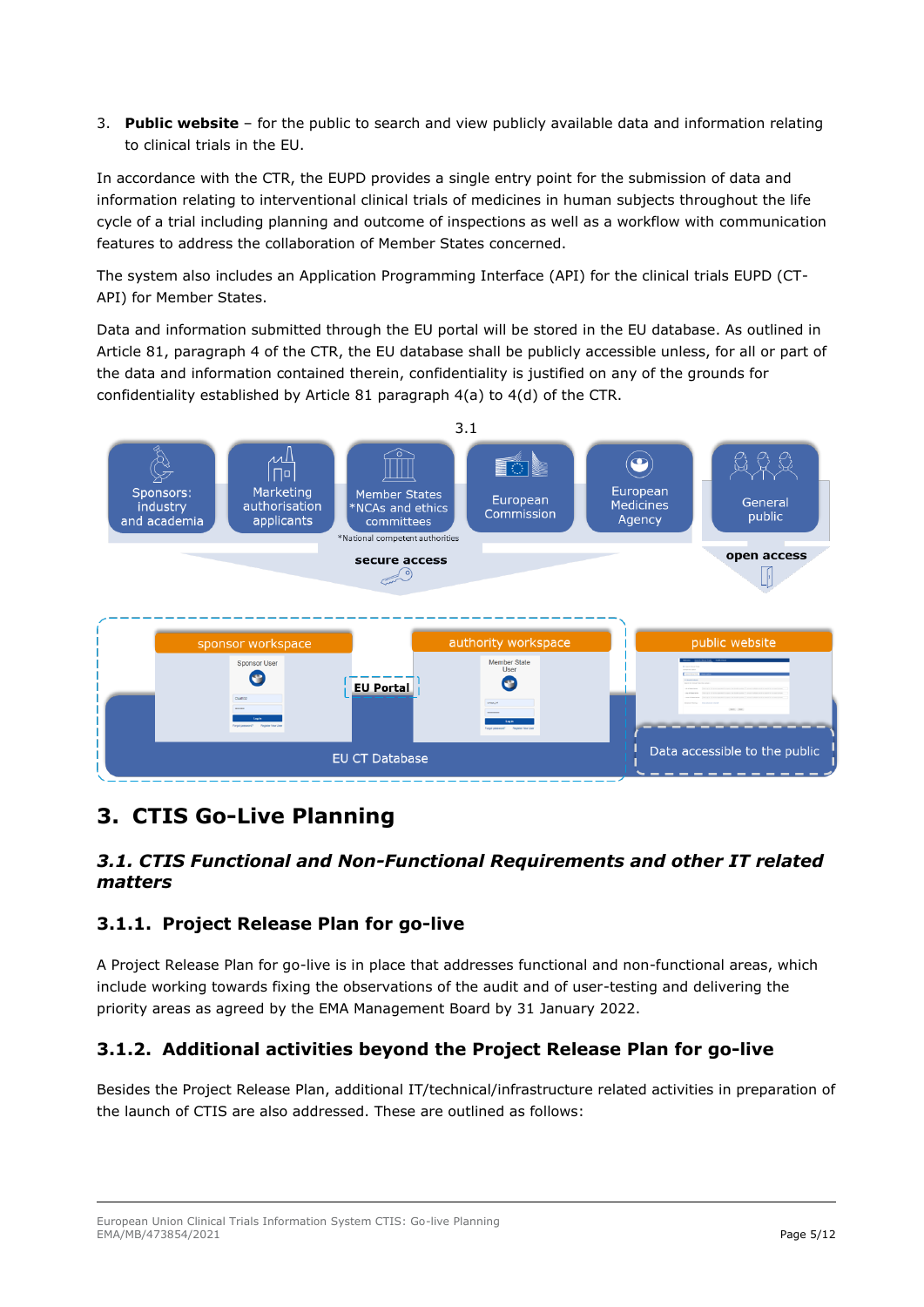3. **Public website** – for the public to search and view publicly available data and information relating to clinical trials in the EU.

In accordance with the CTR, the EUPD provides a single entry point for the submission of data and information relating to interventional clinical trials of medicines in human subjects throughout the life cycle of a trial including planning and outcome of inspections as well as a workflow with communication features to address the collaboration of Member States concerned.

The system also includes an Application Programming Interface (API) for the clinical trials EUPD (CT-API) for Member States.

Data and information submitted through the EU portal will be stored in the EU database. As outlined in Article 81, paragraph 4 of the CTR, the EU database shall be publicly accessible unless, for all or part of the data and information contained therein, confidentiality is justified on any of the grounds for confidentiality established by Article 81 paragraph 4(a) to 4(d) of the CTR.

3.1

Sponsors: industry and academia | Marketing authorisation applicants | Member States *NCAs and ethics committees | European Commission | European Medicines Agency | General public

*National competent authorities

secure access | open access

sponsor workspace | authority workspace | public website

EU Portal

EU CT Database

Data accessible to the public

# 3. CTIS Go-Live Planning

## 3.1. CTIS Functional and Non-Functional Requirements and other IT related matters

### 3.1.1. Project Release Plan for go-live

A Project Release Plan for go-live is in place that addresses functional and non-functional areas, which include working towards fixing the observations of the audit and of user-testing and delivering the priority areas as agreed by the EMA Management Board by 31 January 2022.

### 3.1.2. Additional activities beyond the Project Release Plan for go-live

Besides the Project Release Plan, additional IT/technical/infrastructure related activities in preparation of the launch of CTIS are also addressed. These are outlined as follows: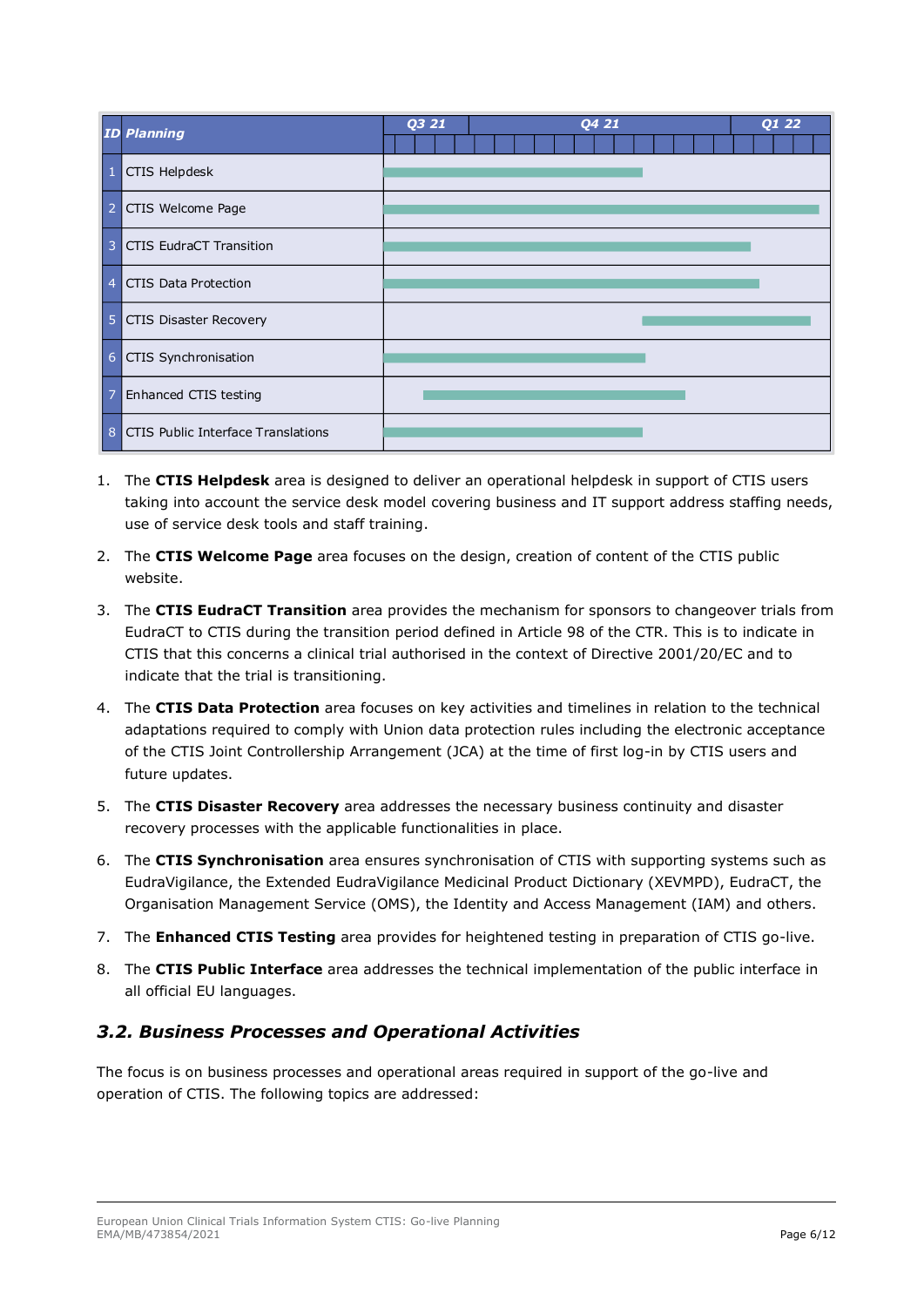| ID | Planning | Q3 21 | Q4 21 | Q1 22 |
|---|---|---|---|---|
| 1 | CTIS Helpdesk | | | |
| 2 | CTIS Welcome Page | | | |
| 3 | CTIS EudraCT Transition | | | |
| 4 | CTIS Data Protection | | | |
| 5 | CTIS Disaster Recovery | | | |
| 6 | CTIS Synchronisation | | | |
| 7 | Enhanced CTIS testing | | | |
| 8 | CTIS Public Interface Translations | | | |

1. The **CTIS Helpdesk** area is designed to deliver an operational helpdesk in support of CTIS users taking into account the service desk model covering business and IT support address staffing needs, use of service desk tools and staff training.

2. The **CTIS Welcome Page** area focuses on the design, creation of content of the CTIS public website.

3. The **CTIS EudraCT Transition** area provides the mechanism for sponsors to changeover trials from EudraCT to CTIS during the transition period defined in Article 98 of the CTR. This is to indicate in CTIS that this concerns a clinical trial authorised in the context of Directive 2001/20/EC and to indicate that the trial is transitioning.

4. The **CTIS Data Protection** area focuses on key activities and timelines in relation to the technical adaptations required to comply with Union data protection rules including the electronic acceptance of the CTIS Joint Controllership Arrangement (JCA) at the time of first log-in by CTIS users and future updates.

5. The **CTIS Disaster Recovery** area addresses the necessary business continuity and disaster recovery processes with the applicable functionalities in place.

6. The **CTIS Synchronisation** area ensures synchronisation of CTIS with supporting systems such as EudraVigilance, the Extended EudraVigilance Medicinal Product Dictionary (XEVMPD), EudraCT, the Organisation Management Service (OMS), the Identity and Access Management (IAM) and others.

7. The **Enhanced CTIS Testing** area provides for heightened testing in preparation of CTIS go-live.

8. The **CTIS Public Interface** area addresses the technical implementation of the public interface in all official EU languages.

### *3.2. Business Processes and Operational Activities*

The focus is on business processes and operational areas required in support of the go-live and operation of CTIS. The following topics are addressed: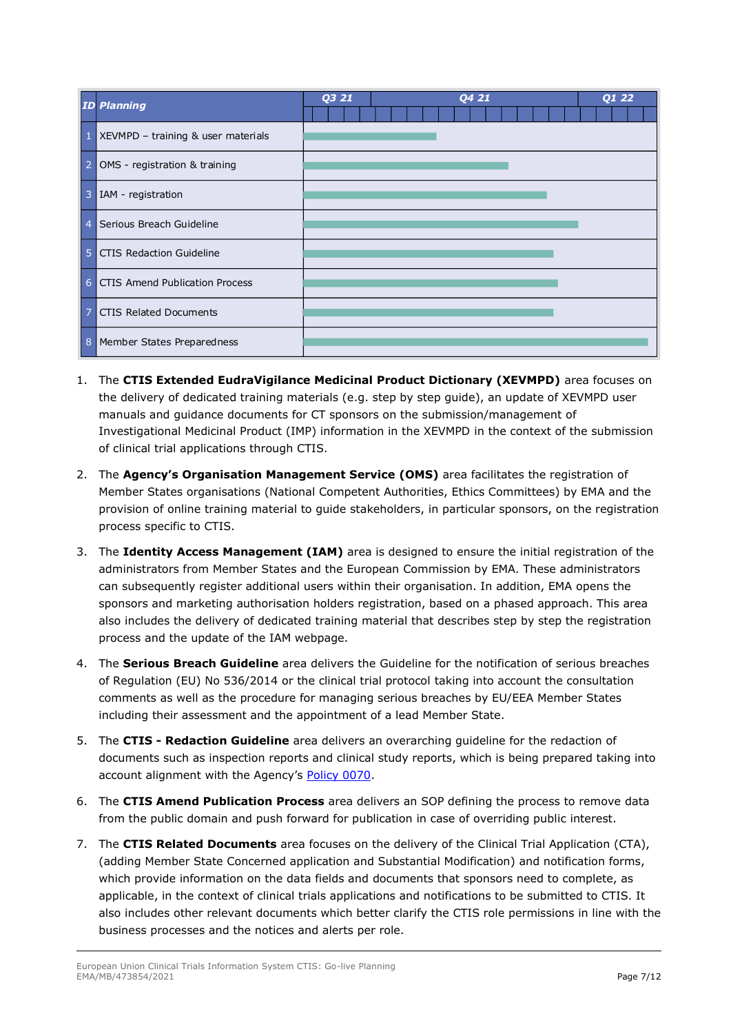| ID | Planning | Q3 21 | Q4 21 | Q1 22 |
|---|---|---|---|---|
| 1 | XEVMPD – training & user materials | | | |
| 2 | OMS - registration & training | | | |
| 3 | IAM - registration | | | |
| 4 | Serious Breach Guideline | | | |
| 5 | CTIS Redaction Guideline | | | |
| 6 | CTIS Amend Publication Process | | | |
| 7 | CTIS Related Documents | | | |
| 8 | Member States Preparedness | | | |

1. The **CTIS Extended EudraVigilance Medicinal Product Dictionary (XEVMPD)** area focuses on the delivery of dedicated training materials (e.g. step by step guide), an update of XEVMPD user manuals and guidance documents for CT sponsors on the submission/management of Investigational Medicinal Product (IMP) information in the XEVMPD in the context of the submission of clinical trial applications through CTIS.

2. The **Agency's Organisation Management Service (OMS)** area facilitates the registration of Member States organisations (National Competent Authorities, Ethics Committees) by EMA and the provision of online training material to guide stakeholders, in particular sponsors, on the registration process specific to CTIS.

3. The **Identity Access Management (IAM)** area is designed to ensure the initial registration of the administrators from Member States and the European Commission by EMA. These administrators can subsequently register additional users within their organisation. In addition, EMA opens the sponsors and marketing authorisation holders registration, based on a phased approach. This area also includes the delivery of dedicated training material that describes step by step the registration process and the update of the IAM webpage.

4. The **Serious Breach Guideline** area delivers the Guideline for the notification of serious breaches of Regulation (EU) No 536/2014 or the clinical trial protocol taking into account the consultation comments as well as the procedure for managing serious breaches by EU/EEA Member States including their assessment and the appointment of a lead Member State.

5. The **CTIS - Redaction Guideline** area delivers an overarching guideline for the redaction of documents such as inspection reports and clinical study reports, which is being prepared taking into account alignment with the Agency's Policy 0070.

6. The **CTIS Amend Publication Process** area delivers an SOP defining the process to remove data from the public domain and push forward for publication in case of overriding public interest.

7. The **CTIS Related Documents** area focuses on the delivery of the Clinical Trial Application (CTA), (adding Member State Concerned application and Substantial Modification) and notification forms, which provide information on the data fields and documents that sponsors need to complete, as applicable, in the context of clinical trials applications and notifications to be submitted to CTIS. It also includes other relevant documents which better clarify the CTIS role permissions in line with the business processes and the notices and alerts per role.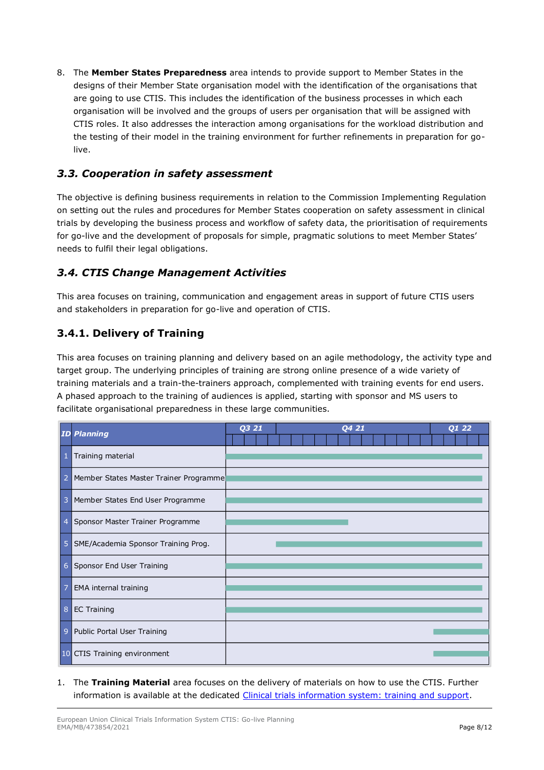8. The **Member States Preparedness** area intends to provide support to Member States in the designs of their Member State organisation model with the identification of the organisations that are going to use CTIS. This includes the identification of the business processes in which each organisation will be involved and the groups of users per organisation that will be assigned with CTIS roles. It also addresses the interaction among organisations for the workload distribution and the testing of their model in the training environment for further refinements in preparation for go-live.

## *3.3. Cooperation in safety assessment*

The objective is defining business requirements in relation to the Commission Implementing Regulation on setting out the rules and procedures for Member States cooperation on safety assessment in clinical trials by developing the business process and workflow of safety data, the prioritisation of requirements for go-live and the development of proposals for simple, pragmatic solutions to meet Member States' needs to fulfil their legal obligations.

## *3.4. CTIS Change Management Activities*

This area focuses on training, communication and engagement areas in support of future CTIS users and stakeholders in preparation for go-live and operation of CTIS.

### 3.4.1. Delivery of Training

This area focuses on training planning and delivery based on an agile methodology, the activity type and target group. The underlying principles of training are strong online presence of a wide variety of training materials and a train-the-trainers approach, complemented with training events for end users. A phased approach to the training of audiences is applied, starting with sponsor and MS users to facilitate organisational preparedness in these large communities.

| ID | Planning | Q3 21 | Q4 21 | Q1 22 |
|---|---|---|---|---|
| 1 | Training material | ■ | ■ | ■ |
| 2 | Member States Master Trainer Programme | ■ | ■ | ■ |
| 3 | Member States End User Programme | ■ | ■ | ■ |
| 4 | Sponsor Master Trainer Programme | ■ | ■ | |
| 5 | SME/Academia Sponsor Training Prog. | | ■ | ■ |
| 6 | Sponsor End User Training | ■ | ■ | ■ |
| 7 | EMA internal training | ■ | ■ | ■ |
| 8 | EC Training | ■ | ■ | ■ |
| 9 | Public Portal User Training | | ■ | ■ |
| 10 | CTIS Training environment | | ■ | ■ |

1. The **Training Material** area focuses on the delivery of materials on how to use the CTIS. Further information is available at the dedicated [Clinical trials information system: training and support](Clinical trials information system: training and support).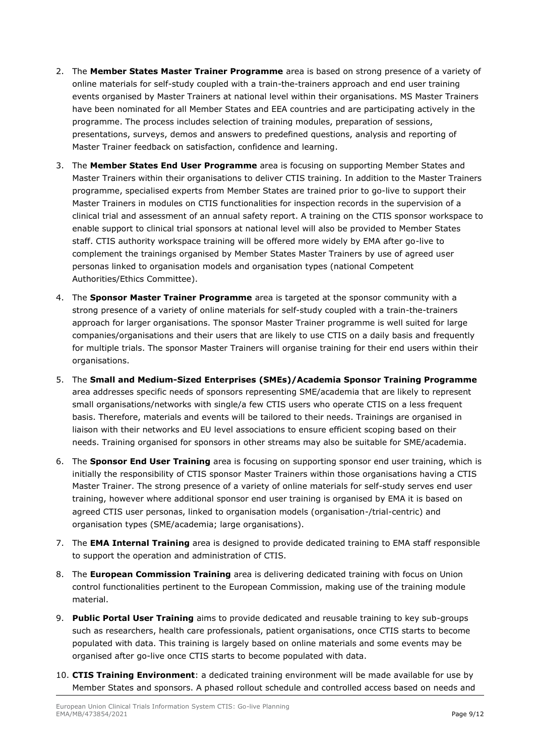2. The **Member States Master Trainer Programme** area is based on strong presence of a variety of online materials for self-study coupled with a train-the-trainers approach and end user training events organised by Master Trainers at national level within their organisations. MS Master Trainers have been nominated for all Member States and EEA countries and are participating actively in the programme. The process includes selection of training modules, preparation of sessions, presentations, surveys, demos and answers to predefined questions, analysis and reporting of Master Trainer feedback on satisfaction, confidence and learning.
3. The **Member States End User Programme** area is focusing on supporting Member States and Master Trainers within their organisations to deliver CTIS training. In addition to the Master Trainers programme, specialised experts from Member States are trained prior to go-live to support their Master Trainers in modules on CTIS functionalities for inspection records in the supervision of a clinical trial and assessment of an annual safety report. A training on the CTIS sponsor workspace to enable support to clinical trial sponsors at national level will also be provided to Member States staff. CTIS authority workspace training will be offered more widely by EMA after go-live to complement the trainings organised by Member States Master Trainers by use of agreed user personas linked to organisation models and organisation types (national Competent Authorities/Ethics Committee).
4. The **Sponsor Master Trainer Programme** area is targeted at the sponsor community with a strong presence of a variety of online materials for self-study coupled with a train-the-trainers approach for larger organisations. The sponsor Master Trainer programme is well suited for large companies/organisations and their users that are likely to use CTIS on a daily basis and frequently for multiple trials. The sponsor Master Trainers will organise training for their end users within their organisations.
5. The **Small and Medium-Sized Enterprises (SMEs)/Academia Sponsor Training Programme** area addresses specific needs of sponsors representing SME/academia that are likely to represent small organisations/networks with single/a few CTIS users who operate CTIS on a less frequent basis. Therefore, materials and events will be tailored to their needs. Trainings are organised in liaison with their networks and EU level associations to ensure efficient scoping based on their needs. Training organised for sponsors in other streams may also be suitable for SME/academia.
6. The **Sponsor End User Training** area is focusing on supporting sponsor end user training, which is initially the responsibility of CTIS sponsor Master Trainers within those organisations having a CTIS Master Trainer. The strong presence of a variety of online materials for self-study serves end user training, however where additional sponsor end user training is organised by EMA it is based on agreed CTIS user personas, linked to organisation models (organisation-/trial-centric) and organisation types (SME/academia; large organisations).
7. The **EMA Internal Training** area is designed to provide dedicated training to EMA staff responsible to support the operation and administration of CTIS.
8. The **European Commission Training** area is delivering dedicated training with focus on Union control functionalities pertinent to the European Commission, making use of the training module material.
9. **Public Portal User Training** aims to provide dedicated and reusable training to key sub-groups such as researchers, health care professionals, patient organisations, once CTIS starts to become populated with data. This training is largely based on online materials and some events may be organised after go-live once CTIS starts to become populated with data.
10. **CTIS Training Environment**: a dedicated training environment will be made available for use by Member States and sponsors. A phased rollout schedule and controlled access based on needs and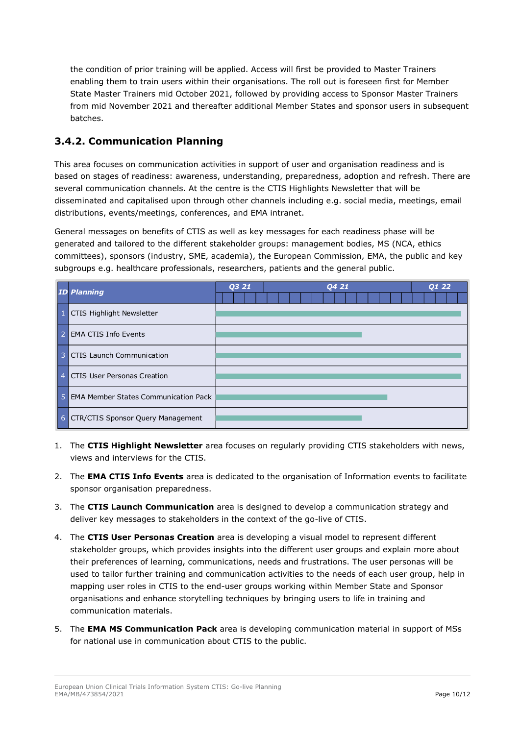the condition of prior training will be applied. Access will first be provided to Master Trainers enabling them to train users within their organisations. The roll out is foreseen first for Member State Master Trainers mid October 2021, followed by providing access to Sponsor Master Trainers from mid November 2021 and thereafter additional Member States and sponsor users in subsequent batches.

### 3.4.2. Communication Planning

This area focuses on communication activities in support of user and organisation readiness and is based on stages of readiness: awareness, understanding, preparedness, adoption and refresh. There are several communication channels. At the centre is the CTIS Highlights Newsletter that will be disseminated and capitalised upon through other channels including e.g. social media, meetings, email distributions, events/meetings, conferences, and EMA intranet.

General messages on benefits of CTIS as well as key messages for each readiness phase will be generated and tailored to the different stakeholder groups: management bodies, MS (NCA, ethics committees), sponsors (industry, SME, academia), the European Commission, EMA, the public and key subgroups e.g. healthcare professionals, researchers, patients and the general public.

| ID | Planning | Q3 21 | Q4 21 | Q1 22 |
|---|---|---|---|---|
| 1 | CTIS Highlight Newsletter | ■ | ■ | ■ |
| 2 | EMA CTIS Info Events | ■ | ■ | |
| 3 | CTIS Launch Communication | ■ | ■ | ■ |
| 4 | CTIS User Personas Creation | ■ | ■ | ■ |
| 5 | EMA Member States Communication Pack | ■ | ■ | |
| 6 | CTR/CTIS Sponsor Query Management | ■ | ■ | |

1. The **CTIS Highlight Newsletter** area focuses on regularly providing CTIS stakeholders with news, views and interviews for the CTIS.
2. The **EMA CTIS Info Events** area is dedicated to the organisation of Information events to facilitate sponsor organisation preparedness.
3. The **CTIS Launch Communication** area is designed to develop a communication strategy and deliver key messages to stakeholders in the context of the go-live of CTIS.
4. The **CTIS User Personas Creation** area is developing a visual model to represent different stakeholder groups, which provides insights into the different user groups and explain more about their preferences of learning, communications, needs and frustrations. The user personas will be used to tailor further training and communication activities to the needs of each user group, help in mapping user roles in CTIS to the end-user groups working within Member State and Sponsor organisations and enhance storytelling techniques by bringing users to life in training and communication materials.
5. The **EMA MS Communication Pack** area is developing communication material in support of MSs for national use in communication about CTIS to the public.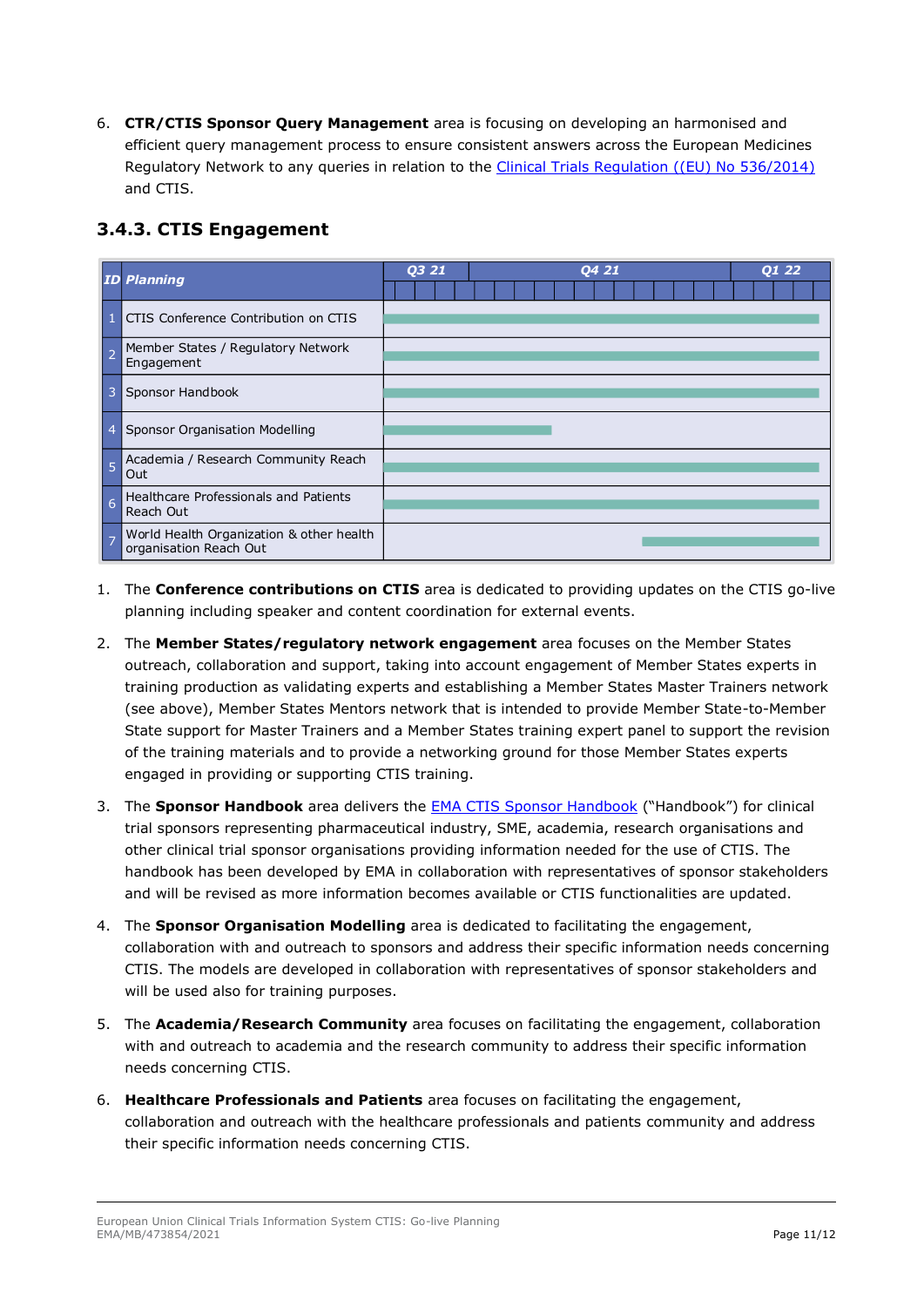6. **CTR/CTIS Sponsor Query Management** area is focusing on developing an harmonised and efficient query management process to ensure consistent answers across the European Medicines Regulatory Network to any queries in relation to the Clinical Trials Regulation ((EU) No 536/2014) and CTIS.

### 3.4.3. CTIS Engagement

| ID | Planning | Q3 21 | Q4 21 | Q1 22 |
|---|---|---|---|---|
| 1 | CTIS Conference Contribution on CTIS | ■ | ■ | ■ |
| 2 | Member States / Regulatory Network Engagement | ■ | ■ | ■ |
| 3 | Sponsor Handbook | ■ | ■ | ■ |
| 4 | Sponsor Organisation Modelling | ■ | ■ | |
| 5 | Academia / Research Community Reach Out | ■ | ■ | ■ |
| 6 | Healthcare Professionals and Patients Reach Out | ■ | ■ | ■ |
| 7 | World Health Organization & other health organisation Reach Out | | ■ | ■ |

1. The **Conference contributions on CTIS** area is dedicated to providing updates on the CTIS go-live planning including speaker and content coordination for external events.

2. The **Member States/regulatory network engagement** area focuses on the Member States outreach, collaboration and support, taking into account engagement of Member States experts in training production as validating experts and establishing a Member States Master Trainers network (see above), Member States Mentors network that is intended to provide Member State-to-Member State support for Master Trainers and a Member States training expert panel to support the revision of the training materials and to provide a networking ground for those Member States experts engaged in providing or supporting CTIS training.

3. The **Sponsor Handbook** area delivers the EMA CTIS Sponsor Handbook ("Handbook") for clinical trial sponsors representing pharmaceutical industry, SME, academia, research organisations and other clinical trial sponsor organisations providing information needed for the use of CTIS. The handbook has been developed by EMA in collaboration with representatives of sponsor stakeholders and will be revised as more information becomes available or CTIS functionalities are updated.

4. The **Sponsor Organisation Modelling** area is dedicated to facilitating the engagement, collaboration with and outreach to sponsors and address their specific information needs concerning CTIS. The models are developed in collaboration with representatives of sponsor stakeholders and will be used also for training purposes.

5. The **Academia/Research Community** area focuses on facilitating the engagement, collaboration with and outreach to academia and the research community to address their specific information needs concerning CTIS.

6. **Healthcare Professionals and Patients** area focuses on facilitating the engagement, collaboration and outreach with the healthcare professionals and patients community and address their specific information needs concerning CTIS.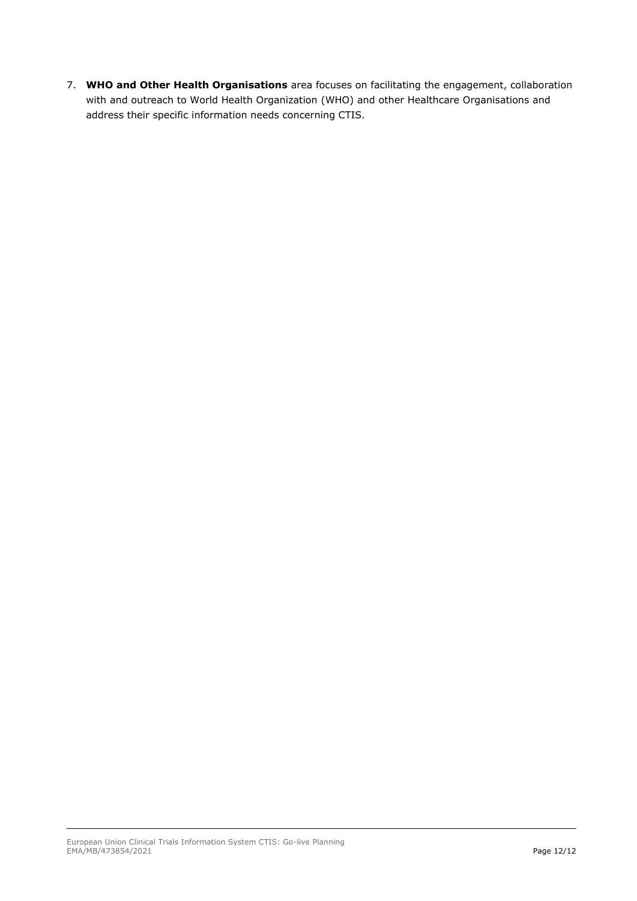7. **WHO and Other Health Organisations** area focuses on facilitating the engagement, collaboration with and outreach to World Health Organization (WHO) and other Healthcare Organisations and address their specific information needs concerning CTIS.